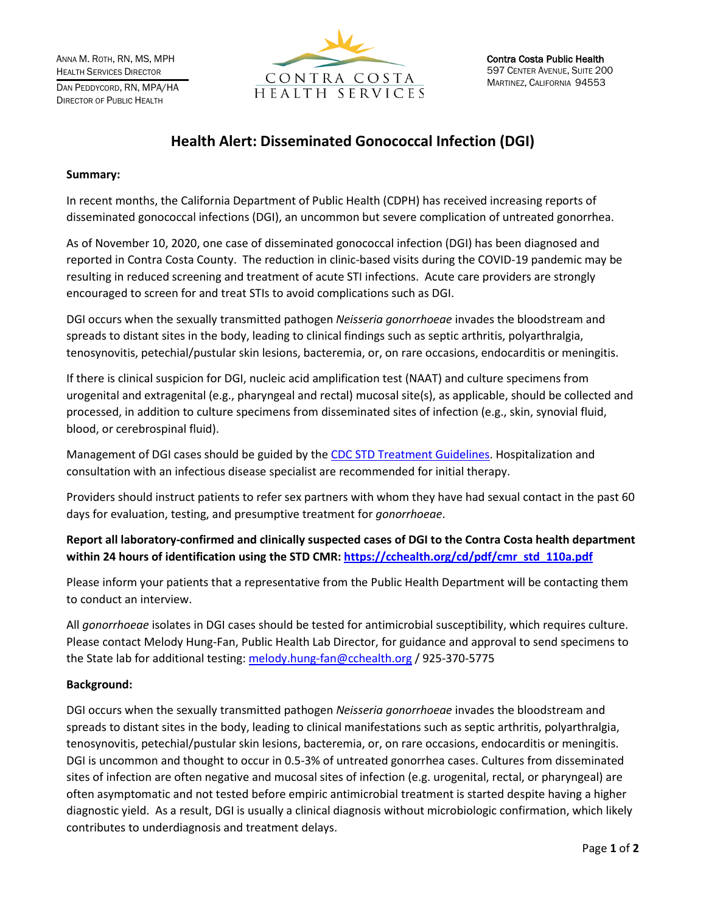ANNA M. ROTH, RN, MS, MPH
HEALTH SERVICES DIRECTOR

DAN PEDDYCORD, RN, MPA/HA
DIRECTOR OF PUBLIC HEALTH

CONTRA COSTA
HEALTH SERVICES

**Contra Costa Public Health**
597 CENTER AVENUE, SUITE 200
MARTINEZ, CALIFORNIA 94553

# Health Alert: Disseminated Gonococcal Infection (DGI)

**Summary:**

In recent months, the California Department of Public Health (CDPH) has received increasing reports of disseminated gonococcal infections (DGI), an uncommon but severe complication of untreated gonorrhea.

As of November 10, 2020, one case of disseminated gonococcal infection (DGI) has been diagnosed and reported in Contra Costa County. The reduction in clinic-based visits during the COVID-19 pandemic may be resulting in reduced screening and treatment of acute STI infections. Acute care providers are strongly encouraged to screen for and treat STIs to avoid complications such as DGI.

DGI occurs when the sexually transmitted pathogen *Neisseria gonorrhoeae* invades the bloodstream and spreads to distant sites in the body, leading to clinical findings such as septic arthritis, polyarthralgia, tenosynovitis, petechial/pustular skin lesions, bacteremia, or, on rare occasions, endocarditis or meningitis.

If there is clinical suspicion for DGI, nucleic acid amplification test (NAAT) and culture specimens from urogenital and extragenital (e.g., pharyngeal and rectal) mucosal site(s), as applicable, should be collected and processed, in addition to culture specimens from disseminated sites of infection (e.g., skin, synovial fluid, blood, or cerebrospinal fluid).

Management of DGI cases should be guided by the CDC STD Treatment Guidelines. Hospitalization and consultation with an infectious disease specialist are recommended for initial therapy.

Providers should instruct patients to refer sex partners with whom they have had sexual contact in the past 60 days for evaluation, testing, and presumptive treatment for *gonorrhoeae*.

**Report all laboratory-confirmed and clinically suspected cases of DGI to the Contra Costa health department within 24 hours of identification using the STD CMR: https://cchealth.org/cd/pdf/cmr_std_110a.pdf**

Please inform your patients that a representative from the Public Health Department will be contacting them to conduct an interview.

All *gonorrhoeae* isolates in DGI cases should be tested for antimicrobial susceptibility, which requires culture. Please contact Melody Hung-Fan, Public Health Lab Director, for guidance and approval to send specimens to the State lab for additional testing: melody.hung-fan@cchealth.org / 925-370-5775

**Background:**

DGI occurs when the sexually transmitted pathogen *Neisseria gonorrhoeae* invades the bloodstream and spreads to distant sites in the body, leading to clinical manifestations such as septic arthritis, polyarthralgia, tenosynovitis, petechial/pustular skin lesions, bacteremia, or, on rare occasions, endocarditis or meningitis. DGI is uncommon and thought to occur in 0.5-3% of untreated gonorrhea cases. Cultures from disseminated sites of infection are often negative and mucosal sites of infection (e.g. urogenital, rectal, or pharyngeal) are often asymptomatic and not tested before empiric antimicrobial treatment is started despite having a higher diagnostic yield. As a result, DGI is usually a clinical diagnosis without microbiologic confirmation, which likely contributes to underdiagnosis and treatment delays.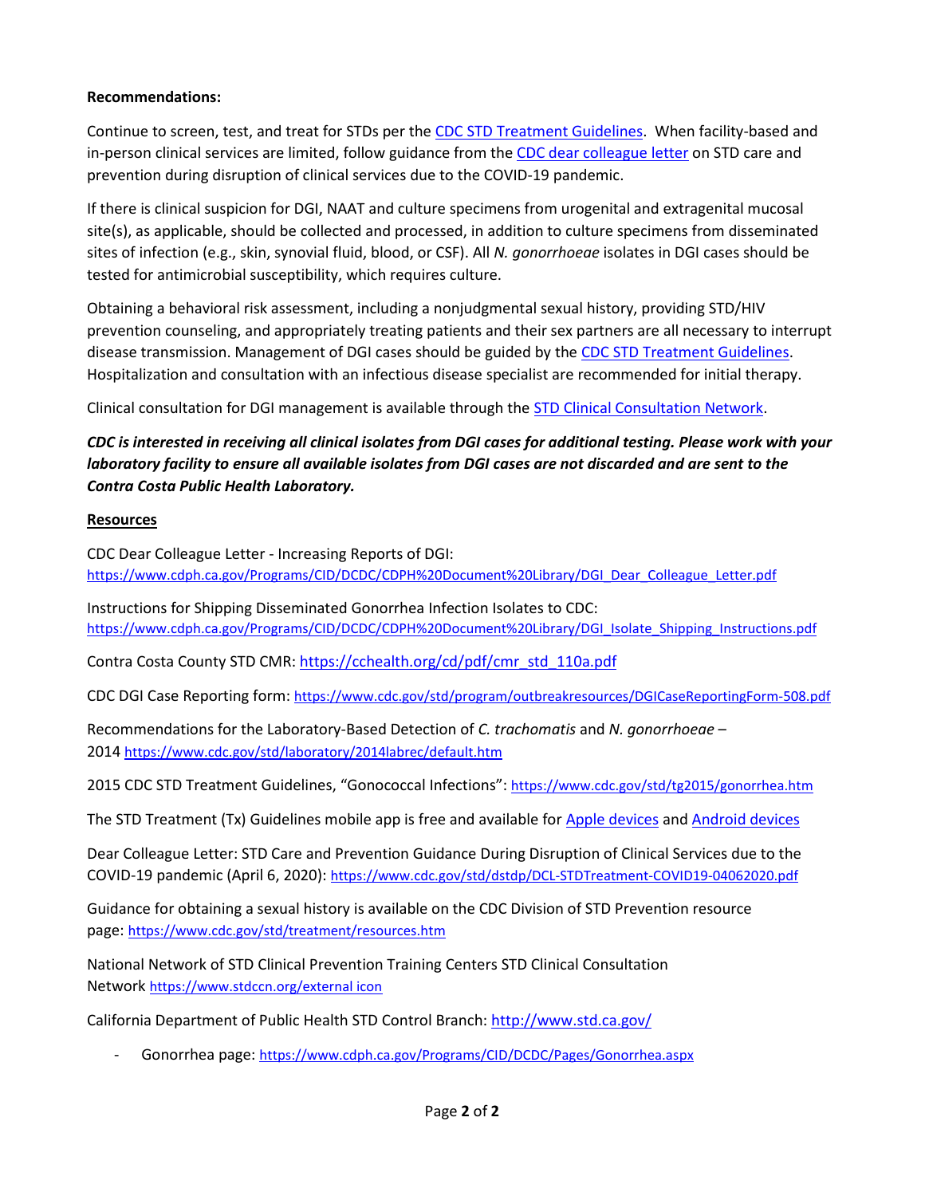**Recommendations:**

Continue to screen, test, and treat for STDs per the CDC STD Treatment Guidelines. When facility-based and in-person clinical services are limited, follow guidance from the CDC dear colleague letter on STD care and prevention during disruption of clinical services due to the COVID-19 pandemic.

If there is clinical suspicion for DGI, NAAT and culture specimens from urogenital and extragenital mucosal site(s), as applicable, should be collected and processed, in addition to culture specimens from disseminated sites of infection (e.g., skin, synovial fluid, blood, or CSF). All *N. gonorrhoeae* isolates in DGI cases should be tested for antimicrobial susceptibility, which requires culture.

Obtaining a behavioral risk assessment, including a nonjudgmental sexual history, providing STD/HIV prevention counseling, and appropriately treating patients and their sex partners are all necessary to interrupt disease transmission. Management of DGI cases should be guided by the CDC STD Treatment Guidelines. Hospitalization and consultation with an infectious disease specialist are recommended for initial therapy.

Clinical consultation for DGI management is available through the STD Clinical Consultation Network.

***CDC is interested in receiving all clinical isolates from DGI cases for additional testing. Please work with your laboratory facility to ensure all available isolates from DGI cases are not discarded and are sent to the Contra Costa Public Health Laboratory.***

**Resources**

CDC Dear Colleague Letter - Increasing Reports of DGI:
https://www.cdph.ca.gov/Programs/CID/DCDC/CDPH%20Document%20Library/DGI_Dear_Colleague_Letter.pdf

Instructions for Shipping Disseminated Gonorrhea Infection Isolates to CDC:
https://www.cdph.ca.gov/Programs/CID/DCDC/CDPH%20Document%20Library/DGI_Isolate_Shipping_Instructions.pdf

Contra Costa County STD CMR: https://cchealth.org/cd/pdf/cmr_std_110a.pdf

CDC DGI Case Reporting form: https://www.cdc.gov/std/program/outbreakresources/DGICaseReportingForm-508.pdf

Recommendations for the Laboratory-Based Detection of *C. trachomatis* and *N. gonorrhoeae* – 2014 https://www.cdc.gov/std/laboratory/2014labrec/default.htm

2015 CDC STD Treatment Guidelines, "Gonococcal Infections": https://www.cdc.gov/std/tg2015/gonorrhea.htm

The STD Treatment (Tx) Guidelines mobile app is free and available for Apple devices and Android devices

Dear Colleague Letter: STD Care and Prevention Guidance During Disruption of Clinical Services due to the COVID-19 pandemic (April 6, 2020): https://www.cdc.gov/std/dstdp/DCL-STDTreatment-COVID19-04062020.pdf

Guidance for obtaining a sexual history is available on the CDC Division of STD Prevention resource page: https://www.cdc.gov/std/treatment/resources.htm

National Network of STD Clinical Prevention Training Centers STD Clinical Consultation Network https://www.stdccn.org/external icon

California Department of Public Health STD Control Branch: http://www.std.ca.gov/

- Gonorrhea page: https://www.cdph.ca.gov/Programs/CID/DCDC/Pages/Gonorrhea.aspx